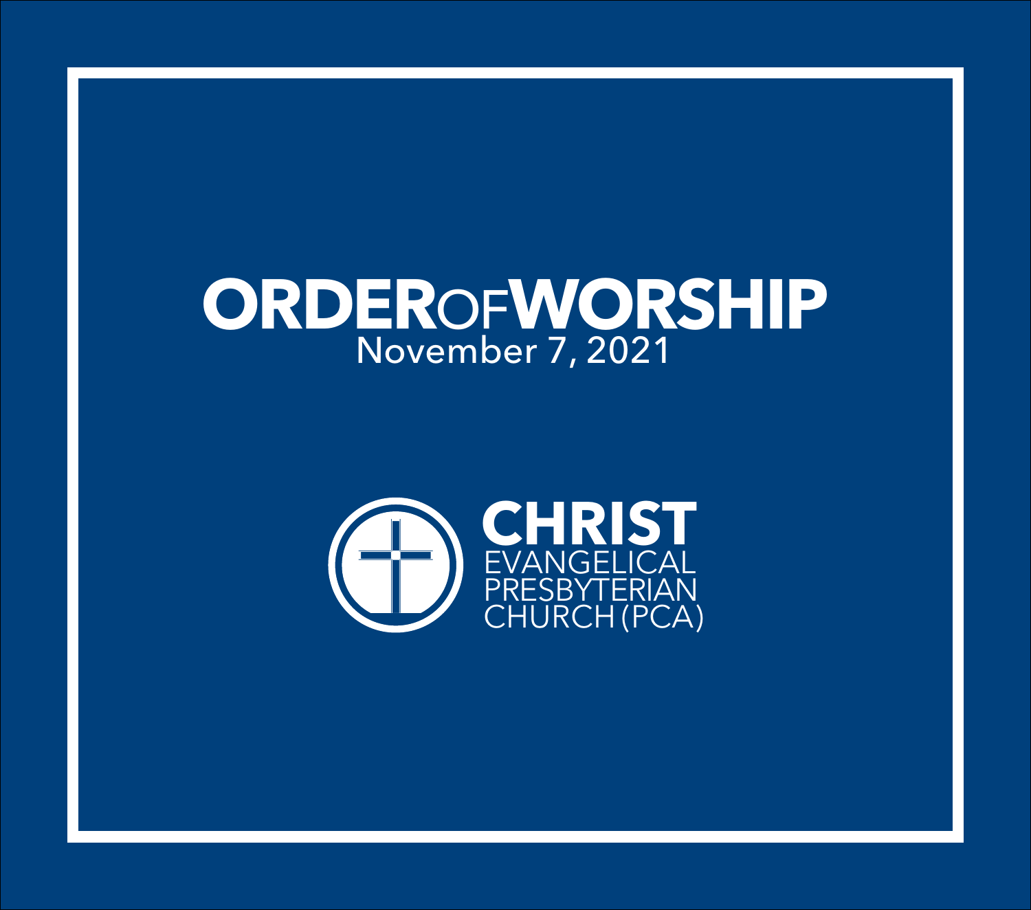# ORDER OF WORSHIP

November 7, 2021

**CHRIST**
EVANGELICAL
PRESBYTERIAN
CHURCH (PCA)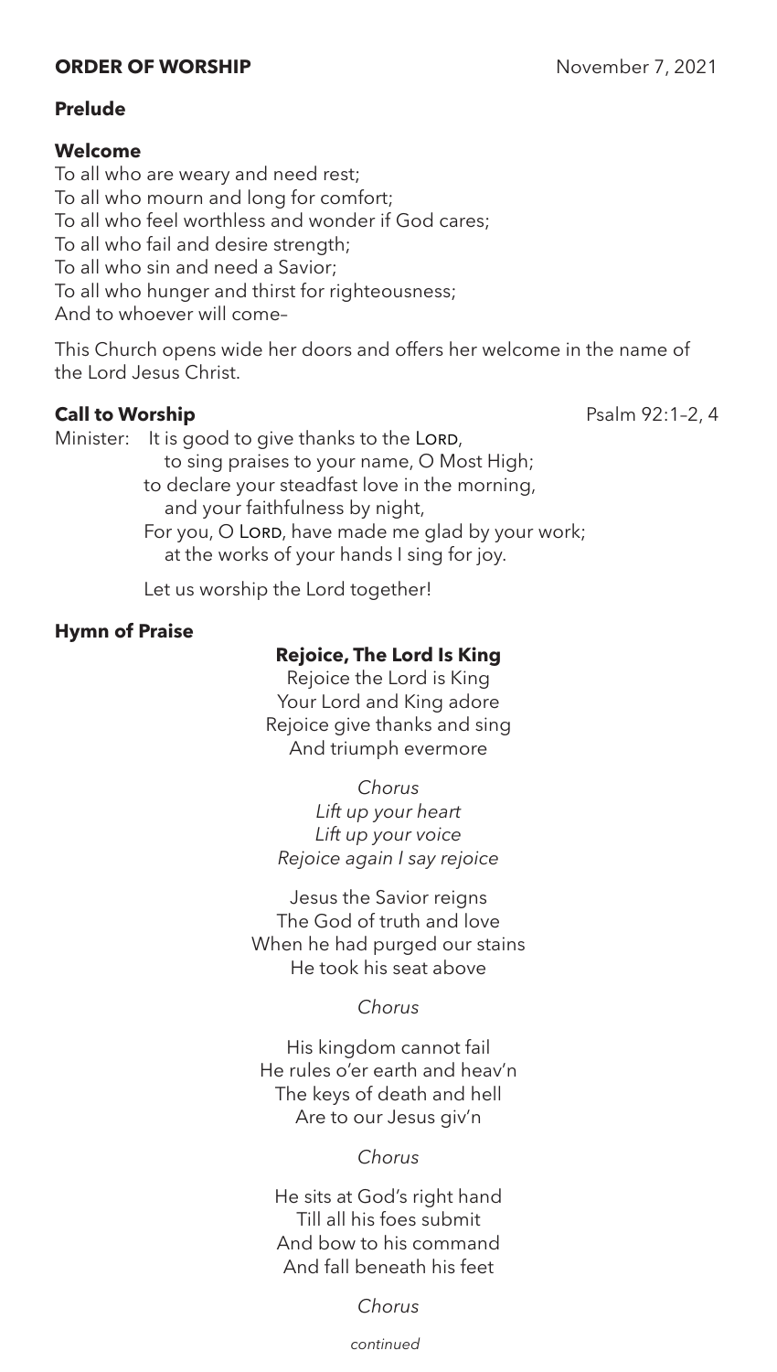**ORDER OF WORSHIP** November 7, 2021

**Prelude**

**Welcome**

To all who are weary and need rest;
To all who mourn and long for comfort;
To all who feel worthless and wonder if God cares;
To all who fail and desire strength;
To all who sin and need a Savior;
To all who hunger and thirst for righteousness;
And to whoever will come–

This Church opens wide her doors and offers her welcome in the name of the Lord Jesus Christ.

**Call to Worship** Psalm 92:1–2, 4

Minister: It is good to give thanks to the LORD,
to sing praises to your name, O Most High;
to declare your steadfast love in the morning,
and your faithfulness by night,
For you, O LORD, have made me glad by your work;
at the works of your hands I sing for joy.

Let us worship the Lord together!

**Hymn of Praise**

**Rejoice, The Lord Is King**

Rejoice the Lord is King
Your Lord and King adore
Rejoice give thanks and sing
And triumph evermore

*Chorus*
*Lift up your heart*
*Lift up your voice*
*Rejoice again I say rejoice*

Jesus the Savior reigns
The God of truth and love
When he had purged our stains
He took his seat above

*Chorus*

His kingdom cannot fail
He rules o'er earth and heav'n
The keys of death and hell
Are to our Jesus giv'n

*Chorus*

He sits at God's right hand
Till all his foes submit
And bow to his command
And fall beneath his feet

*Chorus*

*continued*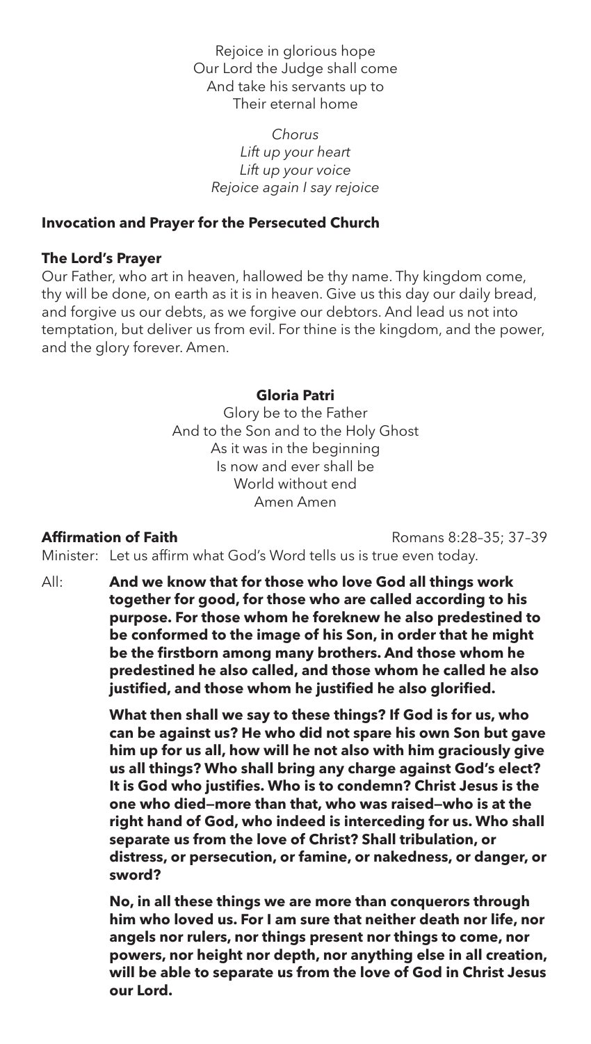Rejoice in glorious hope
Our Lord the Judge shall come
And take his servants up to
Their eternal home

*Chorus*
*Lift up your heart*
*Lift up your voice*
*Rejoice again I say rejoice*

**Invocation and Prayer for the Persecuted Church**

**The Lord's Prayer**

Our Father, who art in heaven, hallowed be thy name. Thy kingdom come, thy will be done, on earth as it is in heaven. Give us this day our daily bread, and forgive us our debts, as we forgive our debtors. And lead us not into temptation, but deliver us from evil. For thine is the kingdom, and the power, and the glory forever. Amen.

**Gloria Patri**

Glory be to the Father
And to the Son and to the Holy Ghost
As it was in the beginning
Is now and ever shall be
World without end
Amen Amen

**Affirmation of Faith** Romans 8:28–35; 37–39

Minister: Let us affirm what God's Word tells us is true even today.

All: **And we know that for those who love God all things work together for good, for those who are called according to his purpose. For those whom he foreknew he also predestined to be conformed to the image of his Son, in order that he might be the firstborn among many brothers. And those whom he predestined he also called, and those whom he called he also justified, and those whom he justified he also glorified.**

**What then shall we say to these things? If God is for us, who can be against us? He who did not spare his own Son but gave him up for us all, how will he not also with him graciously give us all things? Who shall bring any charge against God's elect? It is God who justifies. Who is to condemn? Christ Jesus is the one who died—more than that, who was raised—who is at the right hand of God, who indeed is interceding for us. Who shall separate us from the love of Christ? Shall tribulation, or distress, or persecution, or famine, or nakedness, or danger, or sword?**

**No, in all these things we are more than conquerors through him who loved us. For I am sure that neither death nor life, nor angels nor rulers, nor things present nor things to come, nor powers, nor height nor depth, nor anything else in all creation, will be able to separate us from the love of God in Christ Jesus our Lord.**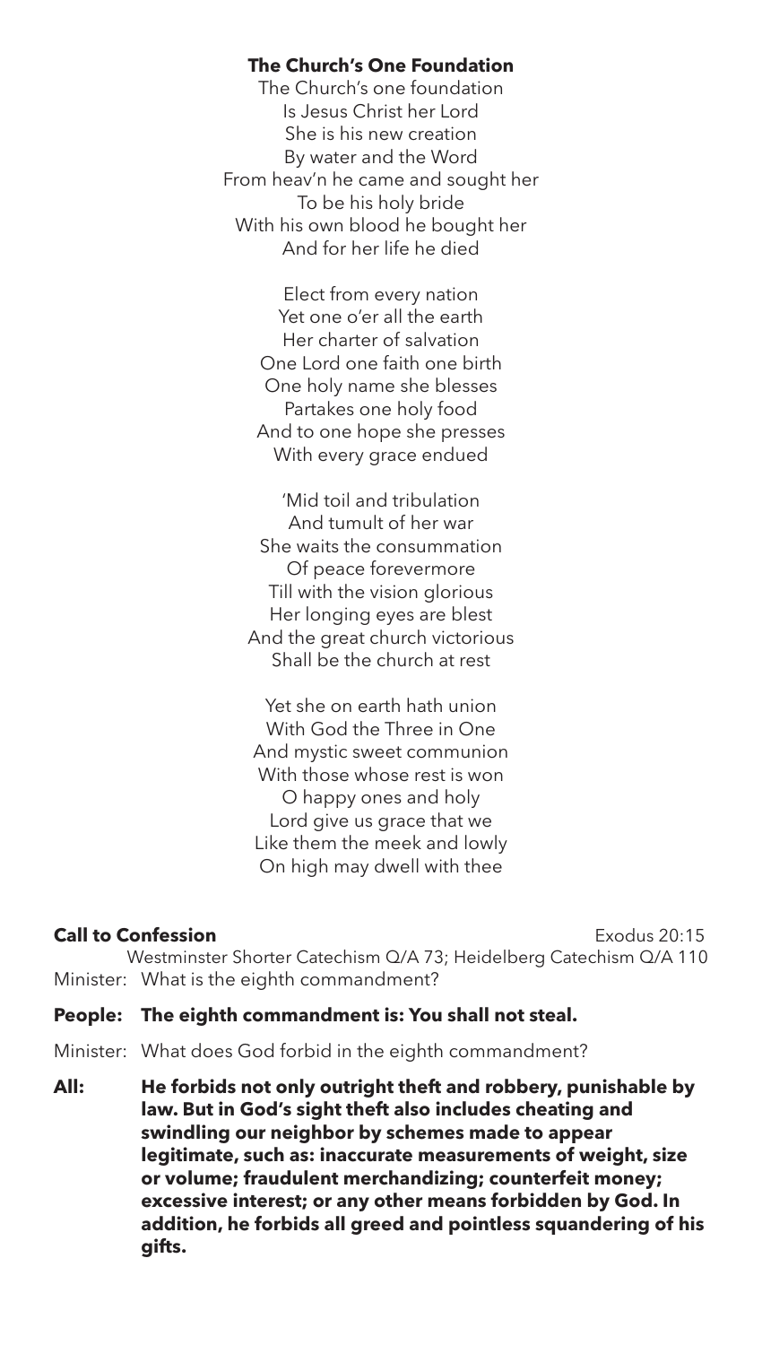**The Church's One Foundation**

The Church's one foundation
Is Jesus Christ her Lord
She is his new creation
By water and the Word
From heav'n he came and sought her
To be his holy bride
With his own blood he bought her
And for her life he died

Elect from every nation
Yet one o'er all the earth
Her charter of salvation
One Lord one faith one birth
One holy name she blesses
Partakes one holy food
And to one hope she presses
With every grace endued

'Mid toil and tribulation
And tumult of her war
She waits the consummation
Of peace forevermore
Till with the vision glorious
Her longing eyes are blest
And the great church victorious
Shall be the church at rest

Yet she on earth hath union
With God the Three in One
And mystic sweet communion
With those whose rest is won
O happy ones and holy
Lord give us grace that we
Like them the meek and lowly
On high may dwell with thee

**Call to Confession** Exodus 20:15

Westminster Shorter Catechism Q/A 73; Heidelberg Catechism Q/A 110

Minister: What is the eighth commandment?

**People: The eighth commandment is: You shall not steal.**

Minister: What does God forbid in the eighth commandment?

**All: He forbids not only outright theft and robbery, punishable by law. But in God's sight theft also includes cheating and swindling our neighbor by schemes made to appear legitimate, such as: inaccurate measurements of weight, size or volume; fraudulent merchandizing; counterfeit money; excessive interest; or any other means forbidden by God. In addition, he forbids all greed and pointless squandering of his gifts.**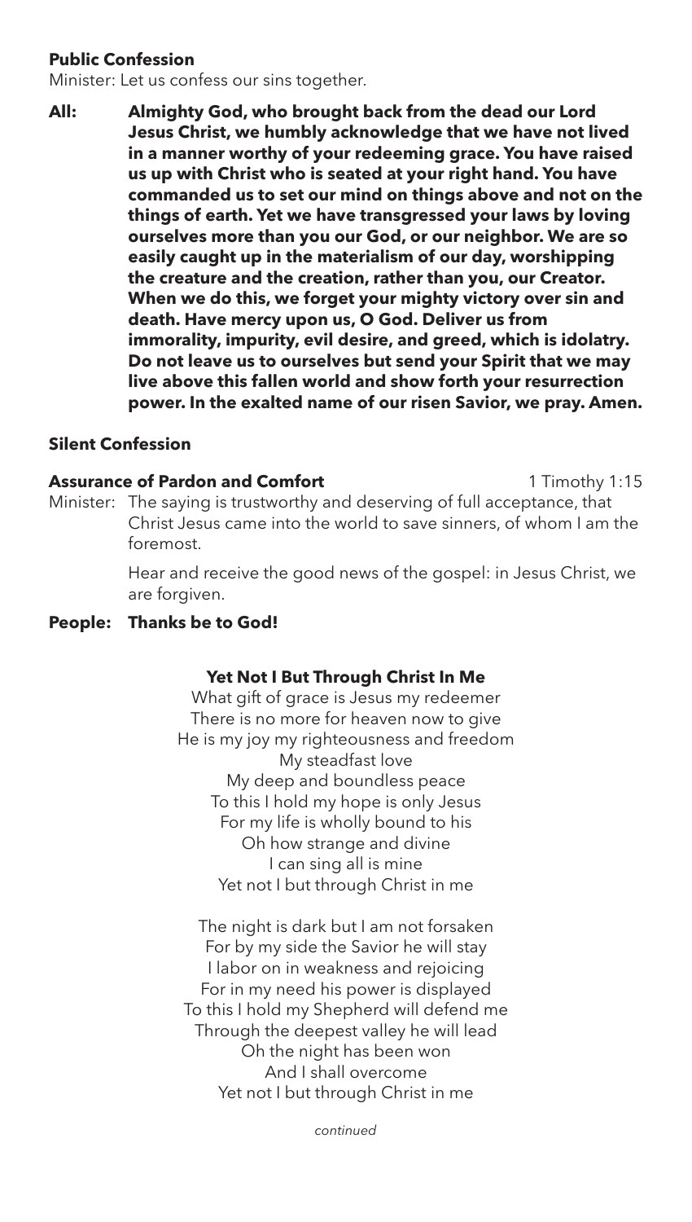**Public Confession**

Minister: Let us confess our sins together.

**All: Almighty God, who brought back from the dead our Lord Jesus Christ, we humbly acknowledge that we have not lived in a manner worthy of your redeeming grace. You have raised us up with Christ who is seated at your right hand. You have commanded us to set our mind on things above and not on the things of earth. Yet we have transgressed your laws by loving ourselves more than you our God, or our neighbor. We are so easily caught up in the materialism of our day, worshipping the creature and the creation, rather than you, our Creator. When we do this, we forget your mighty victory over sin and death. Have mercy upon us, O God. Deliver us from immorality, impurity, evil desire, and greed, which is idolatry. Do not leave us to ourselves but send your Spirit that we may live above this fallen world and show forth your resurrection power. In the exalted name of our risen Savior, we pray. Amen.**

**Silent Confession**

**Assurance of Pardon and Comfort** 1 Timothy 1:15

Minister: The saying is trustworthy and deserving of full acceptance, that Christ Jesus came into the world to save sinners, of whom I am the foremost.

Hear and receive the good news of the gospel: in Jesus Christ, we are forgiven.

**People: Thanks be to God!**

**Yet Not I But Through Christ In Me**

What gift of grace is Jesus my redeemer
There is no more for heaven now to give
He is my joy my righteousness and freedom
My steadfast love
My deep and boundless peace
To this I hold my hope is only Jesus
For my life is wholly bound to his
Oh how strange and divine
I can sing all is mine
Yet not I but through Christ in me

The night is dark but I am not forsaken
For by my side the Savior he will stay
I labor on in weakness and rejoicing
For in my need his power is displayed
To this I hold my Shepherd will defend me
Through the deepest valley he will lead
Oh the night has been won
And I shall overcome
Yet not I but through Christ in me

*continued*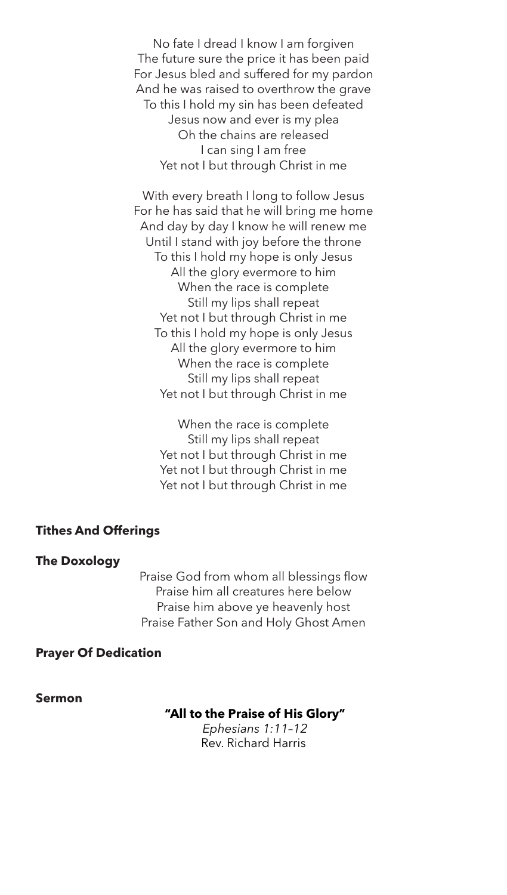No fate I dread I know I am forgiven
The future sure the price it has been paid
For Jesus bled and suffered for my pardon
And he was raised to overthrow the grave
To this I hold my sin has been defeated
Jesus now and ever is my plea
Oh the chains are released
I can sing I am free
Yet not I but through Christ in me

With every breath I long to follow Jesus
For he has said that he will bring me home
And day by day I know he will renew me
Until I stand with joy before the throne
To this I hold my hope is only Jesus
All the glory evermore to him
When the race is complete
Still my lips shall repeat
Yet not I but through Christ in me
To this I hold my hope is only Jesus
All the glory evermore to him
When the race is complete
Still my lips shall repeat
Yet not I but through Christ in me

When the race is complete
Still my lips shall repeat
Yet not I but through Christ in me
Yet not I but through Christ in me
Yet not I but through Christ in me

**Tithes And Offerings**

**The Doxology**

Praise God from whom all blessings flow
Praise him all creatures here below
Praise him above ye heavenly host
Praise Father Son and Holy Ghost Amen

**Prayer Of Dedication**

**Sermon**

**"All to the Praise of His Glory"**
*Ephesians 1:11–12*
Rev. Richard Harris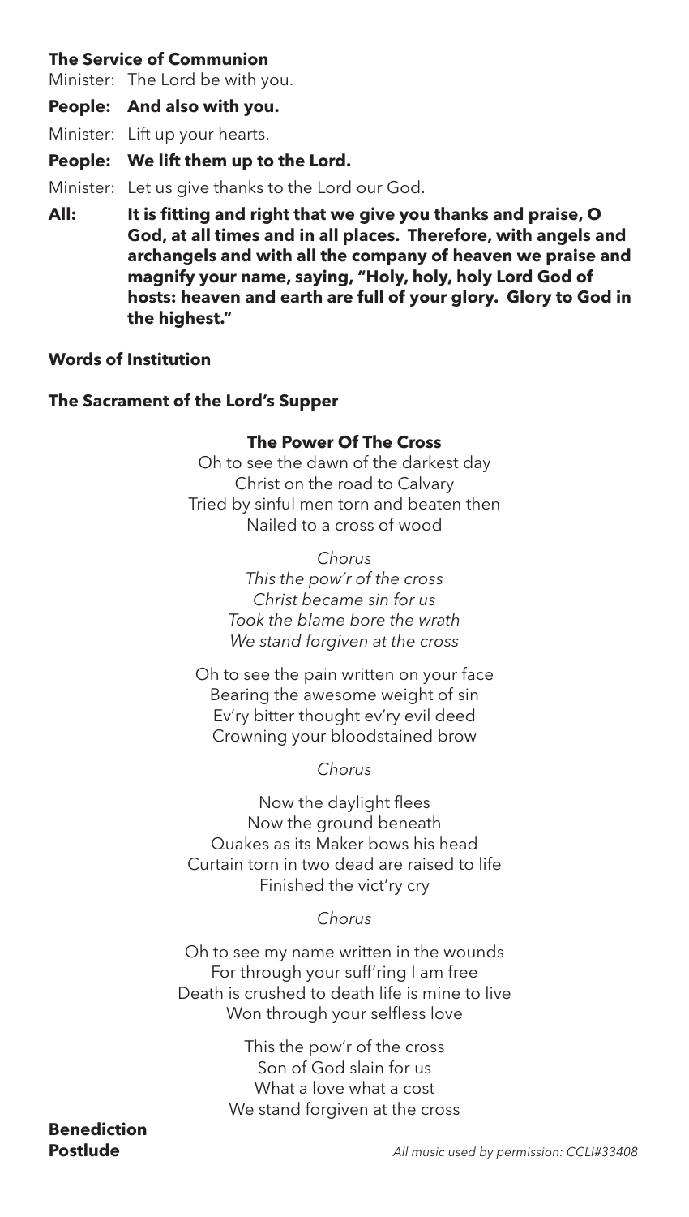**The Service of Communion**

Minister: The Lord be with you.

**People: And also with you.**

Minister: Lift up your hearts.

**People: We lift them up to the Lord.**

Minister: Let us give thanks to the Lord our God.

**All: It is fitting and right that we give you thanks and praise, O God, at all times and in all places. Therefore, with angels and archangels and with all the company of heaven we praise and magnify your name, saying, "Holy, holy, holy Lord God of hosts: heaven and earth are full of your glory. Glory to God in the highest."**

**Words of Institution**

**The Sacrament of the Lord's Supper**

**The Power Of The Cross**

Oh to see the dawn of the darkest day
Christ on the road to Calvary
Tried by sinful men torn and beaten then
Nailed to a cross of wood

*Chorus*
*This the pow'r of the cross*
*Christ became sin for us*
*Took the blame bore the wrath*
*We stand forgiven at the cross*

Oh to see the pain written on your face
Bearing the awesome weight of sin
Ev'ry bitter thought ev'ry evil deed
Crowning your bloodstained brow

*Chorus*

Now the daylight flees
Now the ground beneath
Quakes as its Maker bows his head
Curtain torn in two dead are raised to life
Finished the vict'ry cry

*Chorus*

Oh to see my name written in the wounds
For through your suff'ring I am free
Death is crushed to death life is mine to live
Won through your selfless love

This the pow'r of the cross
Son of God slain for us
What a love what a cost
We stand forgiven at the cross

**Benediction**

**Postlude**

*All music used by permission: CCLI#33408*